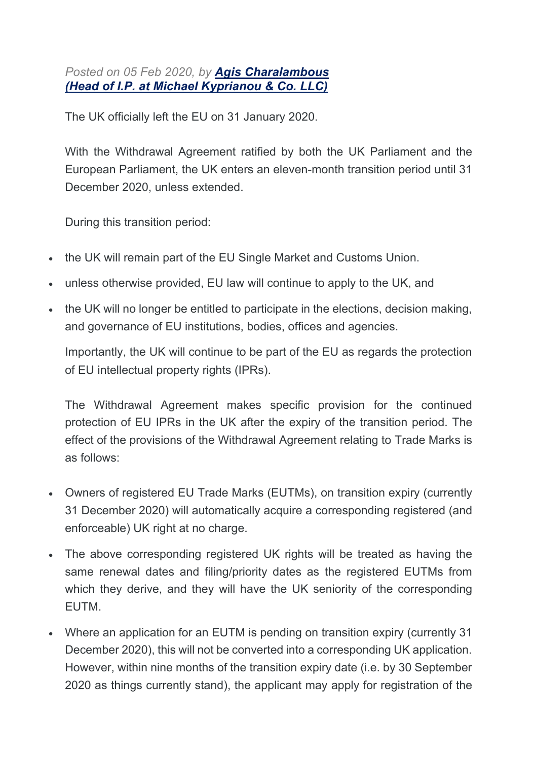*Posted on 05 Feb 2020, by* ***Agis Charalambous (Head of I.P. at Michael Kyprianou & Co. LLC)***

The UK officially left the EU on 31 January 2020.

With the Withdrawal Agreement ratified by both the UK Parliament and the European Parliament, the UK enters an eleven-month transition period until 31 December 2020, unless extended.

During this transition period:

- the UK will remain part of the EU Single Market and Customs Union.
- unless otherwise provided, EU law will continue to apply to the UK, and
- the UK will no longer be entitled to participate in the elections, decision making, and governance of EU institutions, bodies, offices and agencies.

Importantly, the UK will continue to be part of the EU as regards the protection of EU intellectual property rights (IPRs).

The Withdrawal Agreement makes specific provision for the continued protection of EU IPRs in the UK after the expiry of the transition period. The effect of the provisions of the Withdrawal Agreement relating to Trade Marks is as follows:

- Owners of registered EU Trade Marks (EUTMs), on transition expiry (currently 31 December 2020) will automatically acquire a corresponding registered (and enforceable) UK right at no charge.
- The above corresponding registered UK rights will be treated as having the same renewal dates and filing/priority dates as the registered EUTMs from which they derive, and they will have the UK seniority of the corresponding EUTM.
- Where an application for an EUTM is pending on transition expiry (currently 31 December 2020), this will not be converted into a corresponding UK application. However, within nine months of the transition expiry date (i.e. by 30 September 2020 as things currently stand), the applicant may apply for registration of the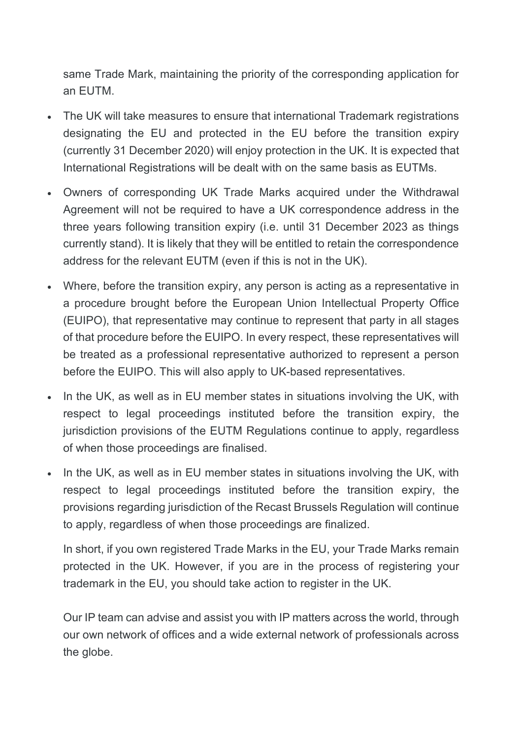same Trade Mark, maintaining the priority of the corresponding application for an EUTM.

- The UK will take measures to ensure that international Trademark registrations designating the EU and protected in the EU before the transition expiry (currently 31 December 2020) will enjoy protection in the UK. It is expected that International Registrations will be dealt with on the same basis as EUTMs.
- Owners of corresponding UK Trade Marks acquired under the Withdrawal Agreement will not be required to have a UK correspondence address in the three years following transition expiry (i.e. until 31 December 2023 as things currently stand). It is likely that they will be entitled to retain the correspondence address for the relevant EUTM (even if this is not in the UK).
- Where, before the transition expiry, any person is acting as a representative in a procedure brought before the European Union Intellectual Property Office (EUIPO), that representative may continue to represent that party in all stages of that procedure before the EUIPO. In every respect, these representatives will be treated as a professional representative authorized to represent a person before the EUIPO. This will also apply to UK-based representatives.
- In the UK, as well as in EU member states in situations involving the UK, with respect to legal proceedings instituted before the transition expiry, the jurisdiction provisions of the EUTM Regulations continue to apply, regardless of when those proceedings are finalised.
- In the UK, as well as in EU member states in situations involving the UK, with respect to legal proceedings instituted before the transition expiry, the provisions regarding jurisdiction of the Recast Brussels Regulation will continue to apply, regardless of when those proceedings are finalized.

In short, if you own registered Trade Marks in the EU, your Trade Marks remain protected in the UK. However, if you are in the process of registering your trademark in the EU, you should take action to register in the UK.

Our IP team can advise and assist you with IP matters across the world, through our own network of offices and a wide external network of professionals across the globe.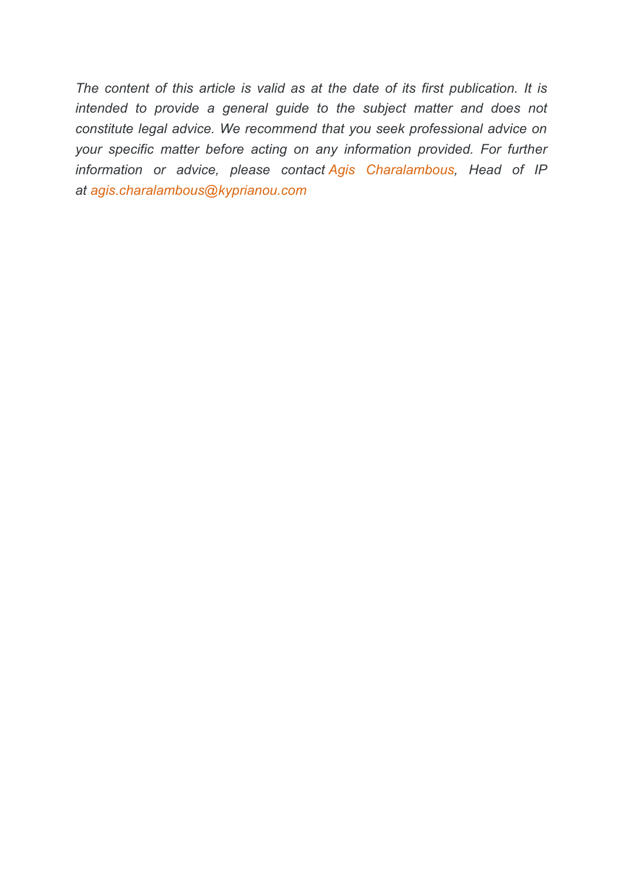*The content of this article is valid as at the date of its first publication. It is intended to provide a general guide to the subject matter and does not constitute legal advice. We recommend that you seek professional advice on your specific matter before acting on any information provided. For further information or advice, please contact Agis Charalambous, Head of IP at agis.charalambous@kyprianou.com*